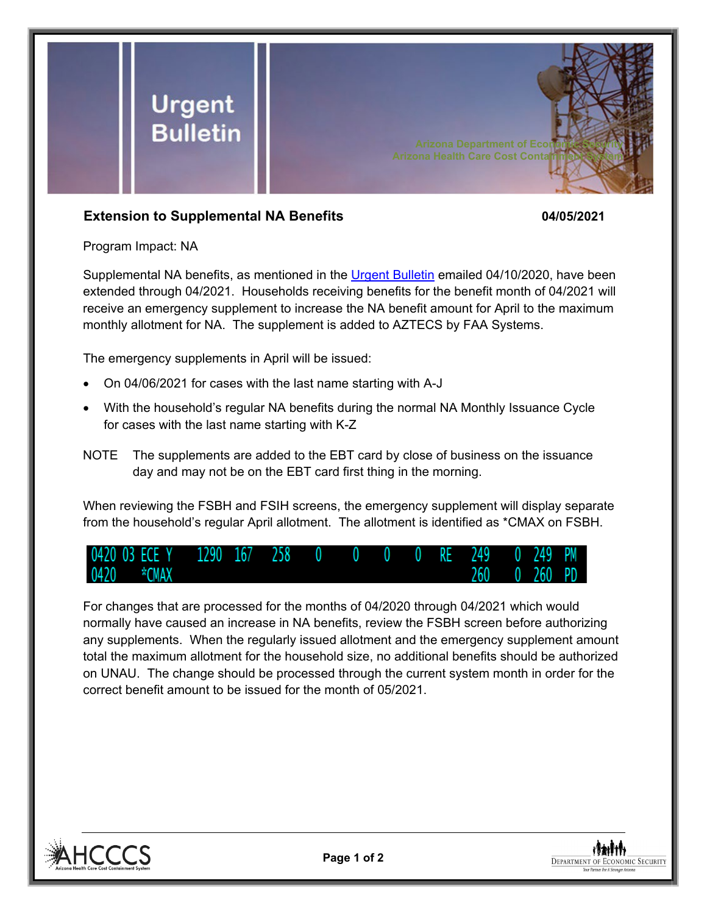# Urgent Bulletin

Arizona Department of Economic Security
Arizona Health Care Cost Containment System

**Extension to Supplemental NA Benefits** **04/05/2021**

Program Impact: NA

Supplemental NA benefits, as mentioned in the Urgent Bulletin emailed 04/10/2020, have been extended through 04/2021. Households receiving benefits for the benefit month of 04/2021 will receive an emergency supplement to increase the NA benefit amount for April to the maximum monthly allotment for NA. The supplement is added to AZTECS by FAA Systems.

The emergency supplements in April will be issued:

- On 04/06/2021 for cases with the last name starting with A-J
- With the household's regular NA benefits during the normal NA Monthly Issuance Cycle for cases with the last name starting with K-Z

NOTE The supplements are added to the EBT card by close of business on the issuance day and may not be on the EBT card first thing in the morning.

When reviewing the FSBH and FSIH screens, the emergency supplement will display separate from the household's regular April allotment. The allotment is identified as *CMAX on FSBH.

```
0420 03 ECE Y   1290  167   258   0    0    0    0   RE   249    0  249  PM
0420    *CMAX                                           260    0  260  PD
```

For changes that are processed for the months of 04/2020 through 04/2021 which would normally have caused an increase in NA benefits, review the FSBH screen before authorizing any supplements. When the regularly issued allotment and the emergency supplement amount total the maximum allotment for the household size, no additional benefits should be authorized on UNAU. The change should be processed through the current system month in order for the correct benefit amount to be issued for the month of 05/2021.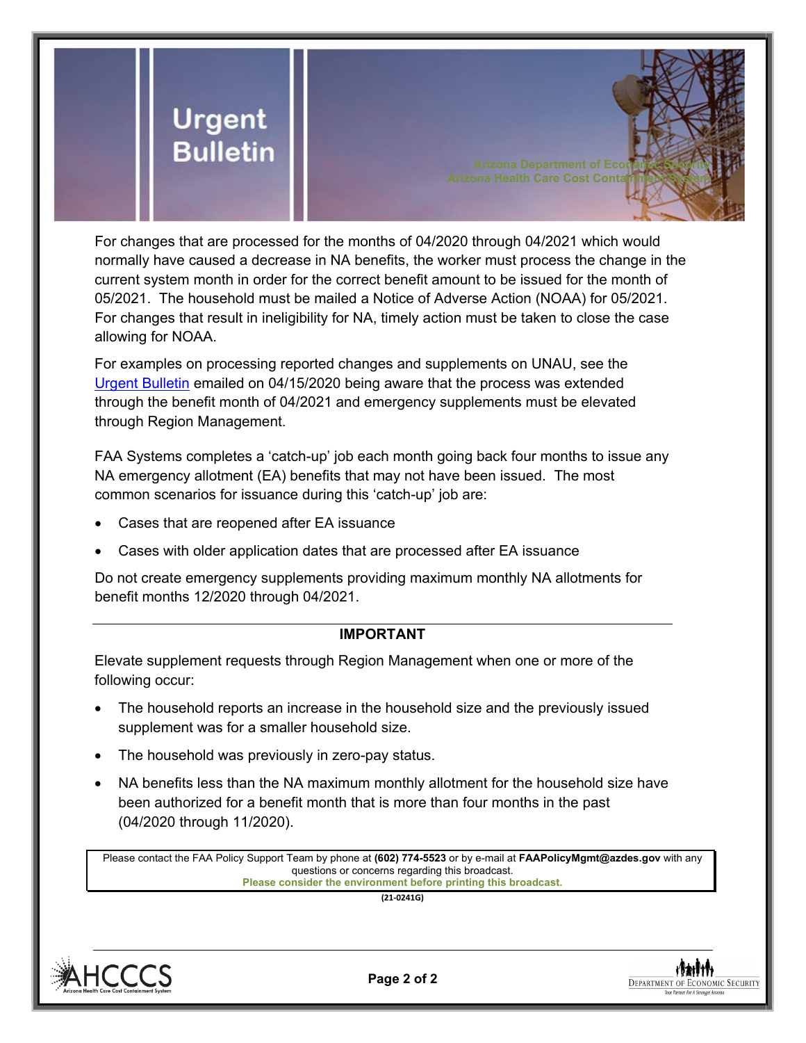# Urgent Bulletin

For changes that are processed for the months of 04/2020 through 04/2021 which would normally have caused a decrease in NA benefits, the worker must process the change in the current system month in order for the correct benefit amount to be issued for the month of 05/2021. The household must be mailed a Notice of Adverse Action (NOAA) for 05/2021. For changes that result in ineligibility for NA, timely action must be taken to close the case allowing for NOAA.

For examples on processing reported changes and supplements on UNAU, see the Urgent Bulletin emailed on 04/15/2020 being aware that the process was extended through the benefit month of 04/2021 and emergency supplements must be elevated through Region Management.

FAA Systems completes a 'catch-up' job each month going back four months to issue any NA emergency allotment (EA) benefits that may not have been issued. The most common scenarios for issuance during this 'catch-up' job are:

- Cases that are reopened after EA issuance
- Cases with older application dates that are processed after EA issuance

Do not create emergency supplements providing maximum monthly NA allotments for benefit months 12/2020 through 04/2021.

---

**IMPORTANT**

Elevate supplement requests through Region Management when one or more of the following occur:

- The household reports an increase in the household size and the previously issued supplement was for a smaller household size.
- The household was previously in zero-pay status.
- NA benefits less than the NA maximum monthly allotment for the household size have been authorized for a benefit month that is more than four months in the past (04/2020 through 11/2020).

---

Please contact the FAA Policy Support Team by phone at **(602) 774-5523** or by e-mail at **FAAPolicyMgmt@azdes.gov** with any questions or concerns regarding this broadcast.

**Please consider the environment before printing this broadcast.**

**(21-0241G)**